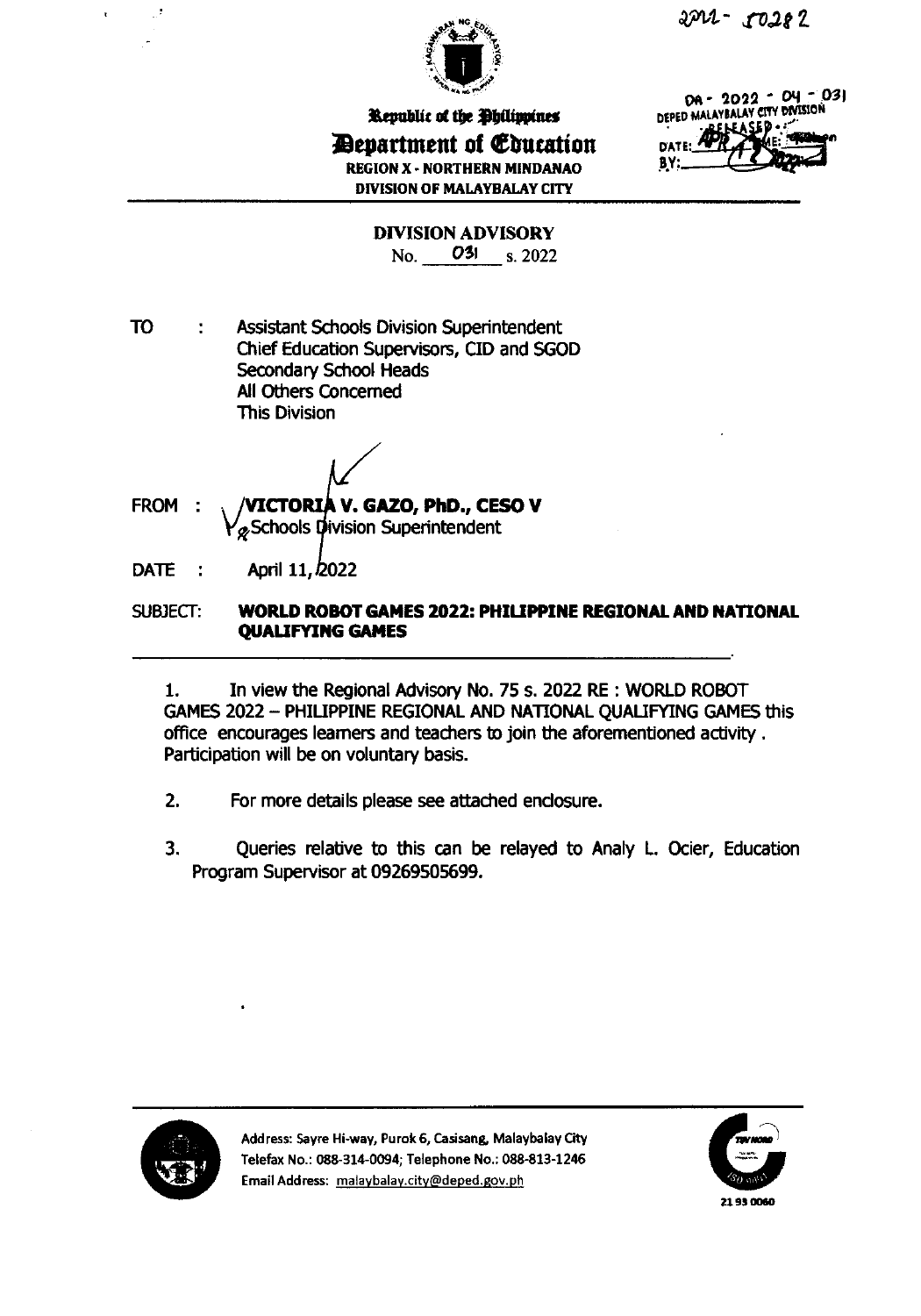2022-50282

Republic of the Philippines
Department of Education
REGION X - NORTHERN MINDANAO
DIVISION OF MALAYBALAY CITY

DA - 2022 - 04 - 031
DEPED MALAYBALAY CITY DIVISION
RELEASED
DATE: APR 12 2022
BY:

**DIVISION ADVISORY**
No. 031 s. 2022

TO : Assistant Schools Division Superintendent
Chief Education Supervisors, CID and SGOD
Secondary School Heads
All Others Concerned
This Division

FROM : **VICTORIA V. GAZO, PhD., CESO V**
Schools Division Superintendent

DATE : April 11, 2022

SUBJECT: **WORLD ROBOT GAMES 2022: PHILIPPINE REGIONAL AND NATIONAL QUALIFYING GAMES**

1. In view the Regional Advisory No. 75 s. 2022 RE : WORLD ROBOT GAMES 2022 – PHILIPPINE REGIONAL AND NATIONAL QUALIFYING GAMES this office encourages learners and teachers to join the aforementioned activity . Participation will be on voluntary basis.

2. For more details please see attached enclosure.

3. Queries relative to this can be relayed to Analy L. Ocier, Education Program Supervisor at 09269505699.

Address: Sayre Hi-way, Purok 6, Casisang, Malaybalay City
Telefax No.: 088-314-0094; Telephone No.: 088-813-1246
Email Address: malaybalay.city@deped.gov.ph

21 93 0060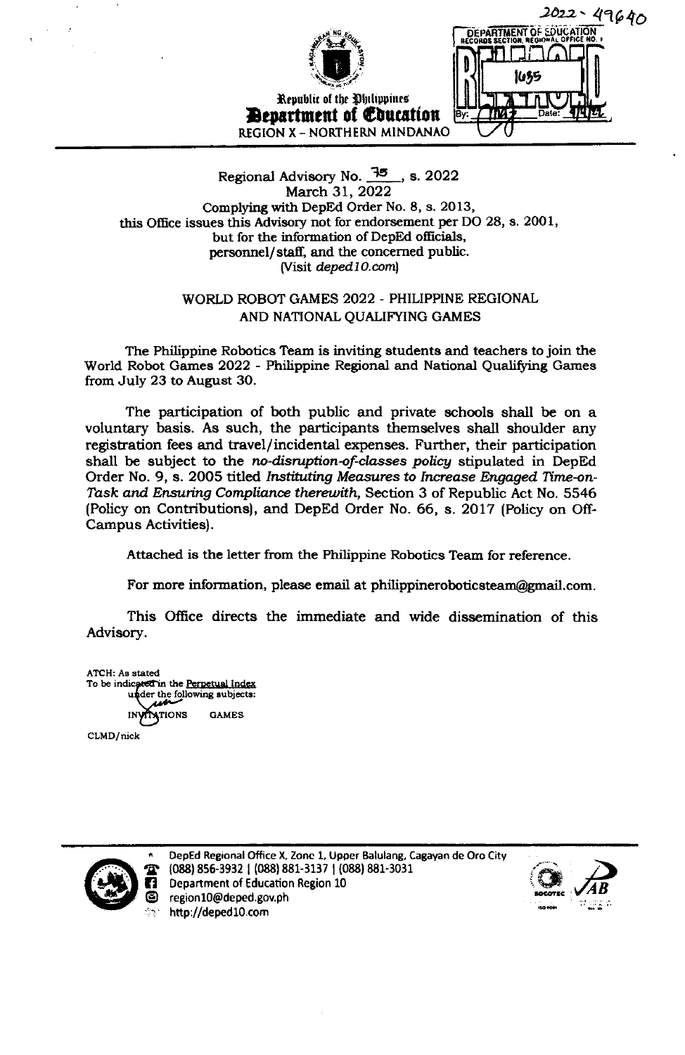2022 - 49640

DEPARTMENT OF EDUCATION
RECORDS SECTION, REGIONAL OFFICE NO. X
RELEASED
1035
By: Date: 4/4/22

Republic of the Philippines
**Department of Education**
REGION X - NORTHERN MINDANAO

Regional Advisory No. 35, s. 2022
March 31, 2022
Complying with DepEd Order No. 8, s. 2013,
this Office issues this Advisory not for endorsement per DO 28, s. 2001,
but for the information of DepEd officials,
personnel/staff, and the concerned public.
(Visit *deped10.com*)

WORLD ROBOT GAMES 2022 - PHILIPPINE REGIONAL AND NATIONAL QUALIFYING GAMES

The Philippine Robotics Team is inviting students and teachers to join the World Robot Games 2022 - Philippine Regional and National Qualifying Games from July 23 to August 30.

The participation of both public and private schools shall be on a voluntary basis. As such, the participants themselves shall shoulder any registration fees and travel/incidental expenses. Further, their participation shall be subject to the *no-disruption-of-classes policy* stipulated in DepEd Order No. 9, s. 2005 titled *Instituting Measures to Increase Engaged Time-on-Task and Ensuring Compliance therewith*, Section 3 of Republic Act No. 5546 (Policy on Contributions), and DepEd Order No. 66, s. 2017 (Policy on Off-Campus Activities).

Attached is the letter from the Philippine Robotics Team for reference.

For more information, please email at philippineroboticsteam@gmail.com.

This Office directs the immediate and wide dissemination of this Advisory.

ATCH: As stated
To be indicated in the Perpetual Index
under the following subjects:
INVITATIONS GAMES

CLMD/nick

DepEd Regional Office X, Zone 1, Upper Balulang, Cagayan de Oro City
(088) 856-3932 | (088) 881-3137 | (088) 881-3031
Department of Education Region 10
region10@deped.gov.ph
http://deped10.com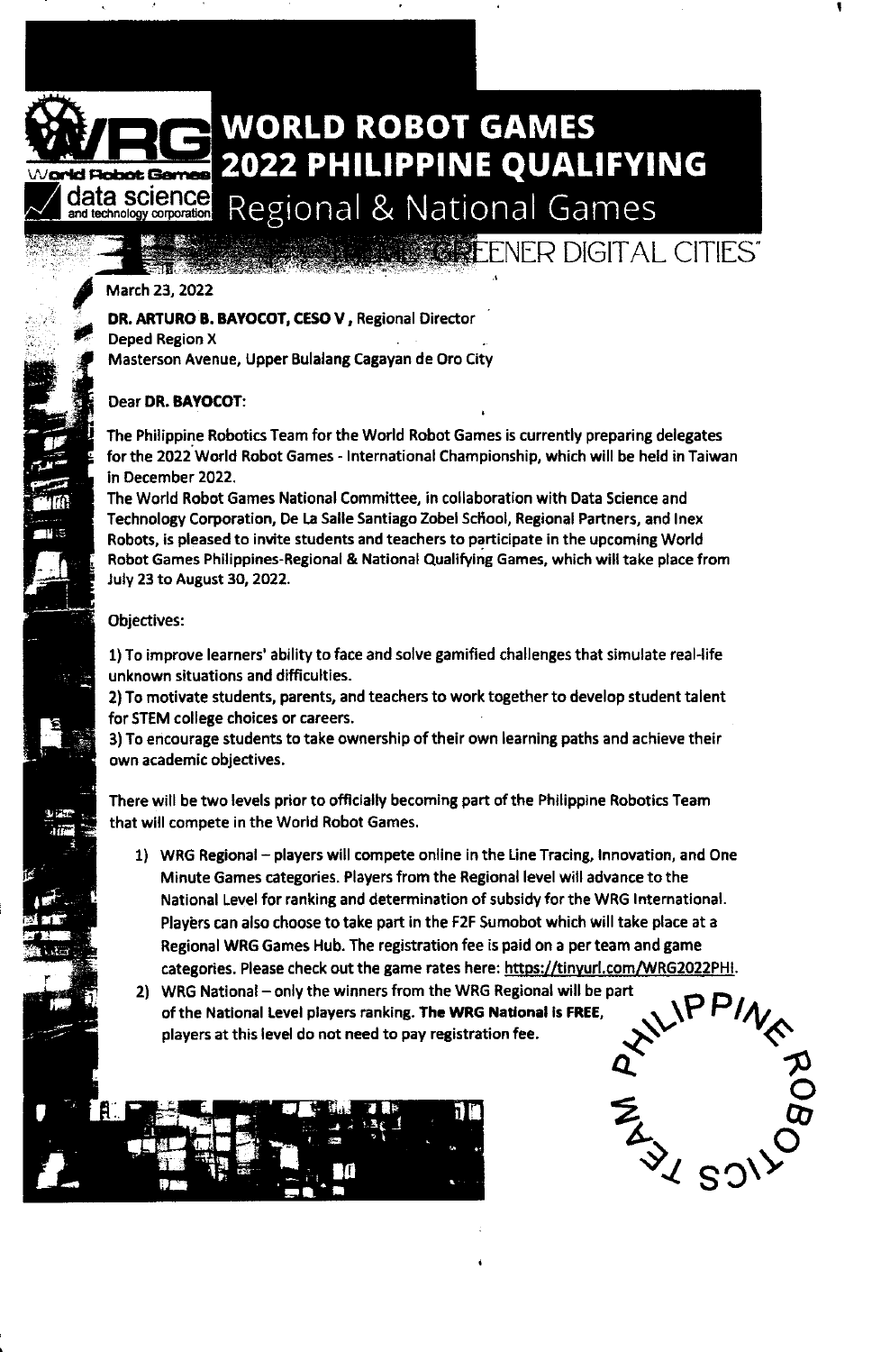# WORLD ROBOT GAMES 2022 PHILIPPINE QUALIFYING

## Regional & National Games

"...GREENER DIGITAL CITIES"

March 23, 2022

**DR. ARTURO B. BAYOCOT, CESO V**, Regional Director
Deped Region X
Masterson Avenue, Upper Bulalang Cagayan de Oro City

Dear **DR. BAYOCOT:**

The Philippine Robotics Team for the World Robot Games is currently preparing delegates for the 2022 World Robot Games - International Championship, which will be held in Taiwan in December 2022.

The World Robot Games National Committee, in collaboration with Data Science and Technology Corporation, De La Salle Santiago Zobel School, Regional Partners, and Inex Robots, is pleased to invite students and teachers to participate in the upcoming World Robot Games Philippines-Regional & National Qualifying Games, which will take place from July 23 to August 30, 2022.

Objectives:

1) To improve learners' ability to face and solve gamified challenges that simulate real-life unknown situations and difficulties.
2) To motivate students, parents, and teachers to work together to develop student talent for STEM college choices or careers.
3) To encourage students to take ownership of their own learning paths and achieve their own academic objectives.

There will be two levels prior to officially becoming part of the Philippine Robotics Team that will compete in the World Robot Games.

1) WRG Regional – players will compete online in the Line Tracing, Innovation, and One Minute Games categories. Players from the Regional level will advance to the National Level for ranking and determination of subsidy for the WRG International. Players can also choose to take part in the F2F Sumobot which will take place at a Regional WRG Games Hub. The registration fee is paid on a per team and game categories. Please check out the game rates here: https://tinyurl.com/WRG2022PHI.
2) WRG National – only the winners from the WRG Regional will be part of the National Level players ranking. **The WRG National is FREE**, players at this level do not need to pay registration fee.

PHILIPPINE ROBOTICS TEAM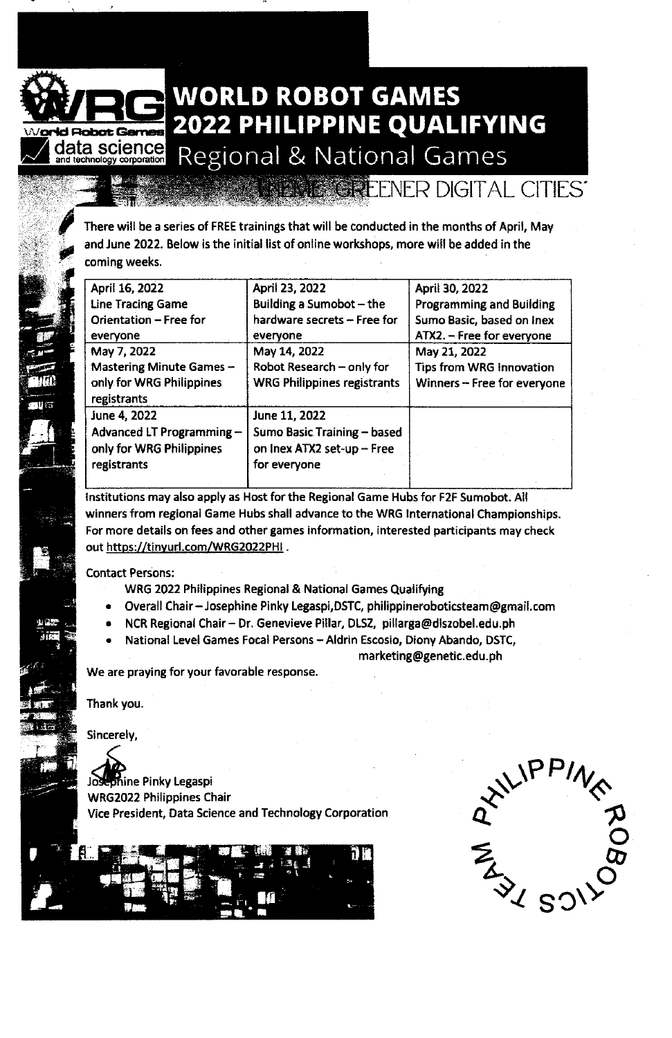# WORLD ROBOT GAMES 2022 PHILIPPINE QUALIFYING

## Regional & National Games

THEME: GREENER DIGITAL CITIES

There will be a series of FREE trainings that will be conducted in the months of April, May and June 2022. Below is the initial list of online workshops, more will be added in the coming weeks.

| | | |
|---|---|---|
| April 16, 2022<br>Line Tracing Game Orientation – Free for everyone | April 23, 2022<br>Building a Sumobot – the hardware secrets – Free for everyone | April 30, 2022<br>Programming and Building Sumo Basic, based on Inex ATX2. – Free for everyone |
| May 7, 2022<br>Mastering Minute Games – only for WRG Philippines registrants | May 14, 2022<br>Robot Research – only for WRG Philippines registrants | May 21, 2022<br>Tips from WRG Innovation Winners – Free for everyone |
| June 4, 2022<br>Advanced LT Programming – only for WRG Philippines registrants | June 11, 2022<br>Sumo Basic Training – based on Inex ATX2 set-up – Free for everyone | |

Institutions may also apply as Host for the Regional Game Hubs for F2F Sumobot. All winners from regional Game Hubs shall advance to the WRG International Championships. For more details on fees and other games information, interested participants may check out https://tinyurl.com/WRG2022PHI .

Contact Persons:

WRG 2022 Philippines Regional & National Games Qualifying

- Overall Chair – Josephine Pinky Legaspi,DSTC, philippineroboticsteam@gmail.com
- NCR Regional Chair – Dr. Genevieve Pillar, DLSZ, pillarga@dlszobel.edu.ph
- National Level Games Focal Persons – Aldrin Escosio, Diony Abando, DSTC, marketing@genetic.edu.ph

We are praying for your favorable response.

Thank you.

Sincerely,

Josephine Pinky Legaspi
WRG2022 Philippines Chair
Vice President, Data Science and Technology Corporation

PHILIPPINE ROBOTICS TEAM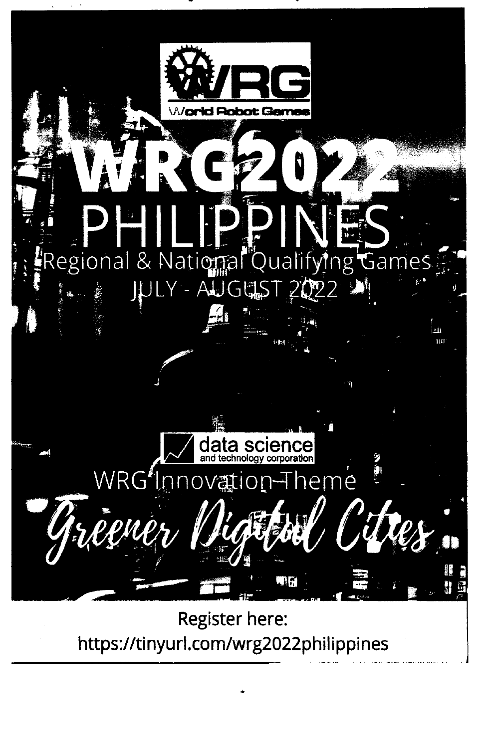World Robot Games

# WRG2022

## PHILIPPINES

Regional & National Qualifying Games

JULY - AUGUST 2022

data science and technology corporation

WRG Innovation Theme

*Greener Digital Cities*

Register here:
https://tinyurl.com/wrg2022philippines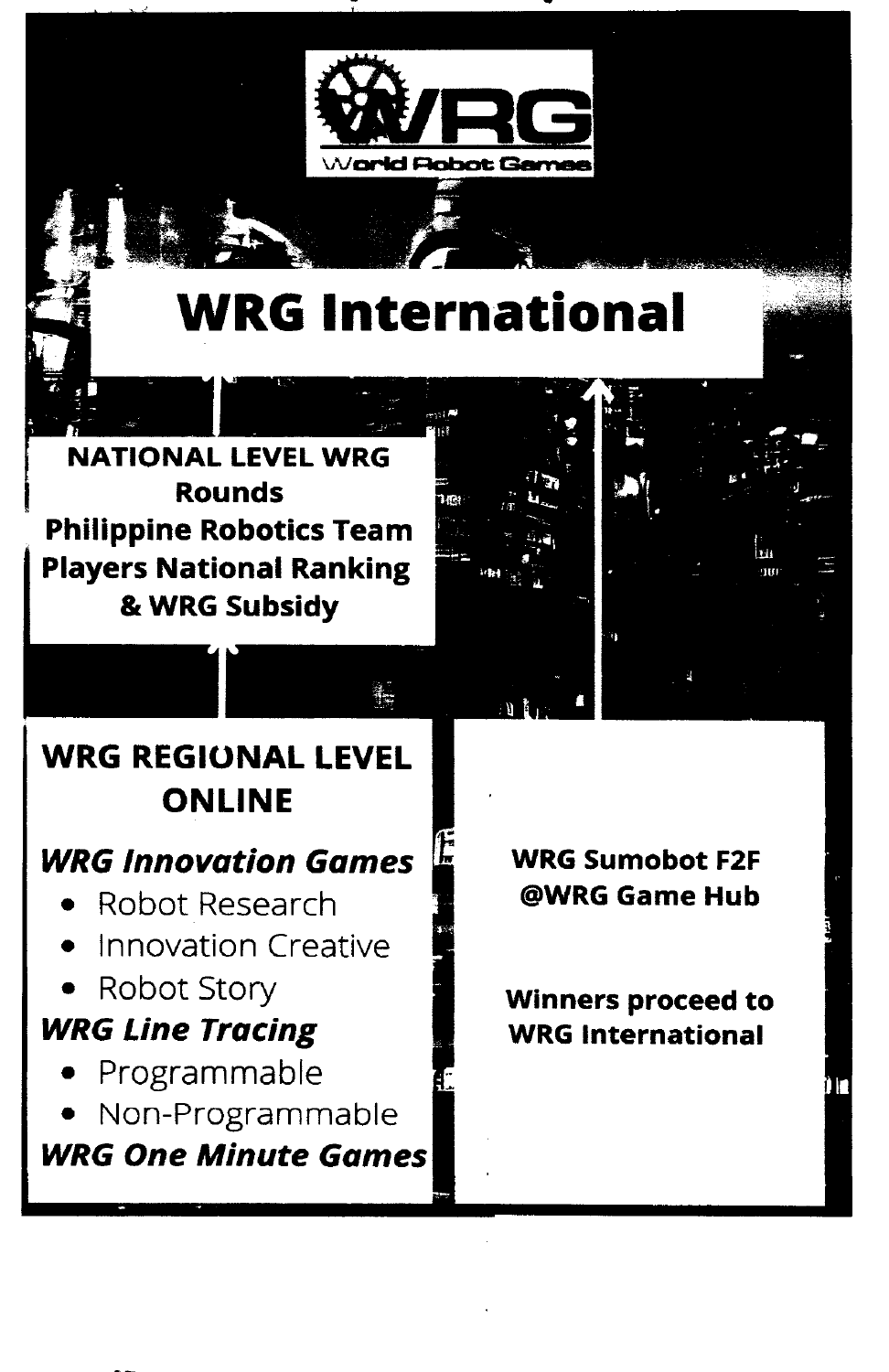WRG
World Robot Games

# WRG International

**NATIONAL LEVEL WRG Rounds**
**Philippine Robotics Team Players National Ranking & WRG Subsidy**

## WRG REGIONAL LEVEL ONLINE

***WRG Innovation Games***

- Robot Research
- Innovation Creative
- Robot Story

***WRG Line Tracing***

- Programmable
- Non-Programmable

***WRG One Minute Games***

**WRG Sumobot F2F @WRG Game Hub**

**Winners proceed to WRG International**